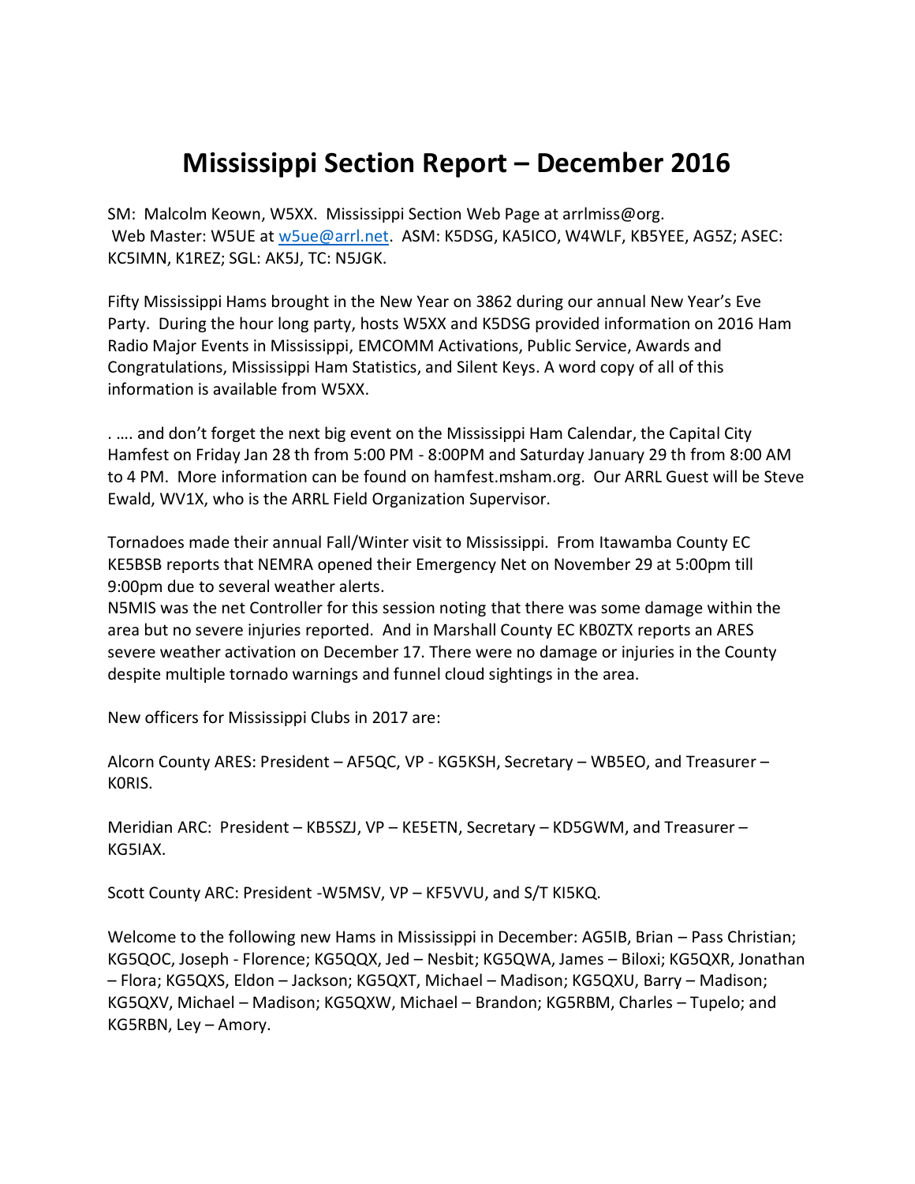# Mississippi Section Report – December 2016

SM: Malcolm Keown, W5XX. Mississippi Section Web Page at arrlmiss@org.
Web Master: W5UE at [w5ue@arrl.net](mailto:w5ue@arrl.net). ASM: K5DSG, KA5ICO, W4WLF, KB5YEE, AG5Z; ASEC: KC5IMN, K1REZ; SGL: AK5J, TC: N5JGK.

Fifty Mississippi Hams brought in the New Year on 3862 during our annual New Year's Eve Party. During the hour long party, hosts W5XX and K5DSG provided information on 2016 Ham Radio Major Events in Mississippi, EMCOMM Activations, Public Service, Awards and Congratulations, Mississippi Ham Statistics, and Silent Keys. A word copy of all of this information is available from W5XX.

. …. and don't forget the next big event on the Mississippi Ham Calendar, the Capital City Hamfest on Friday Jan 28 th from 5:00 PM - 8:00PM and Saturday January 29 th from 8:00 AM to 4 PM. More information can be found on hamfest.msham.org. Our ARRL Guest will be Steve Ewald, WV1X, who is the ARRL Field Organization Supervisor.

Tornadoes made their annual Fall/Winter visit to Mississippi. From Itawamba County EC KE5BSB reports that NEMRA opened their Emergency Net on November 29 at 5:00pm till 9:00pm due to several weather alerts.
N5MIS was the net Controller for this session noting that there was some damage within the area but no severe injuries reported. And in Marshall County EC KB0ZTX reports an ARES severe weather activation on December 17. There were no damage or injuries in the County despite multiple tornado warnings and funnel cloud sightings in the area.

New officers for Mississippi Clubs in 2017 are:

Alcorn County ARES: President – AF5QC, VP - KG5KSH, Secretary – WB5EO, and Treasurer – K0RIS.

Meridian ARC: President – KB5SZJ, VP – KE5ETN, Secretary – KD5GWM, and Treasurer – KG5IAX.

Scott County ARC: President -W5MSV, VP – KF5VVU, and S/T KI5KQ.

Welcome to the following new Hams in Mississippi in December: AG5IB, Brian – Pass Christian; KG5QOC, Joseph - Florence; KG5QQX, Jed – Nesbit; KG5QWA, James – Biloxi; KG5QXR, Jonathan – Flora; KG5QXS, Eldon – Jackson; KG5QXT, Michael – Madison; KG5QXU, Barry – Madison; KG5QXV, Michael – Madison; KG5QXW, Michael – Brandon; KG5RBM, Charles – Tupelo; and KG5RBN, Ley – Amory.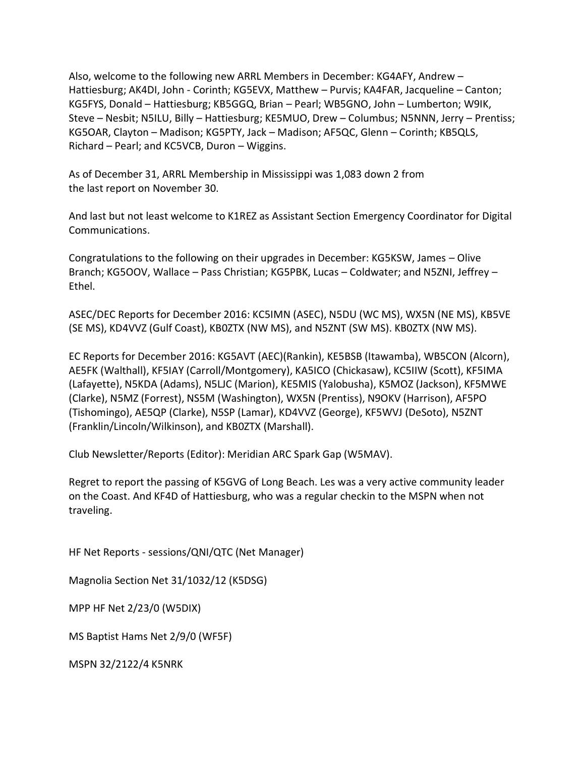Also, welcome to the following new ARRL Members in December: KG4AFY, Andrew – Hattiesburg; AK4DI, John - Corinth; KG5EVX, Matthew – Purvis; KA4FAR, Jacqueline – Canton; KG5FYS, Donald – Hattiesburg; KB5GGQ, Brian – Pearl; WB5GNO, John – Lumberton; W9IK, Steve – Nesbit; N5ILU, Billy – Hattiesburg; KE5MUO, Drew – Columbus; N5NNN, Jerry – Prentiss; KG5OAR, Clayton – Madison; KG5PTY, Jack – Madison; AF5QC, Glenn – Corinth; KB5QLS, Richard – Pearl; and KC5VCB, Duron – Wiggins.

As of December 31, ARRL Membership in Mississippi was 1,083 down 2 from the last report on November 30.

And last but not least welcome to K1REZ as Assistant Section Emergency Coordinator for Digital Communications.

Congratulations to the following on their upgrades in December: KG5KSW, James – Olive Branch; KG5OOV, Wallace – Pass Christian; KG5PBK, Lucas – Coldwater; and N5ZNI, Jeffrey – Ethel.

ASEC/DEC Reports for December 2016: KC5IMN (ASEC), N5DU (WC MS), WX5N (NE MS), KB5VE (SE MS), KD4VVZ (Gulf Coast), KB0ZTX (NW MS), and N5ZNT (SW MS). KB0ZTX (NW MS).

EC Reports for December 2016: KG5AVT (AEC)(Rankin), KE5BSB (Itawamba), WB5CON (Alcorn), AE5FK (Walthall), KF5IAY (Carroll/Montgomery), KA5ICO (Chickasaw), KC5IIW (Scott), KF5IMA (Lafayette), N5KDA (Adams), N5LJC (Marion), KE5MIS (Yalobusha), K5MOZ (Jackson), KF5MWE (Clarke), N5MZ (Forrest), NS5M (Washington), WX5N (Prentiss), N9OKV (Harrison), AF5PO (Tishomingo), AE5QP (Clarke), N5SP (Lamar), KD4VVZ (George), KF5WVJ (DeSoto), N5ZNT (Franklin/Lincoln/Wilkinson), and KB0ZTX (Marshall).

Club Newsletter/Reports (Editor): Meridian ARC Spark Gap (W5MAV).

Regret to report the passing of K5GVG of Long Beach. Les was a very active community leader on the Coast. And KF4D of Hattiesburg, who was a regular checkin to the MSPN when not traveling.

HF Net Reports - sessions/QNI/QTC (Net Manager)

Magnolia Section Net 31/1032/12 (K5DSG)

MPP HF Net 2/23/0 (W5DIX)

MS Baptist Hams Net 2/9/0 (WF5F)

MSPN 32/2122/4 K5NRK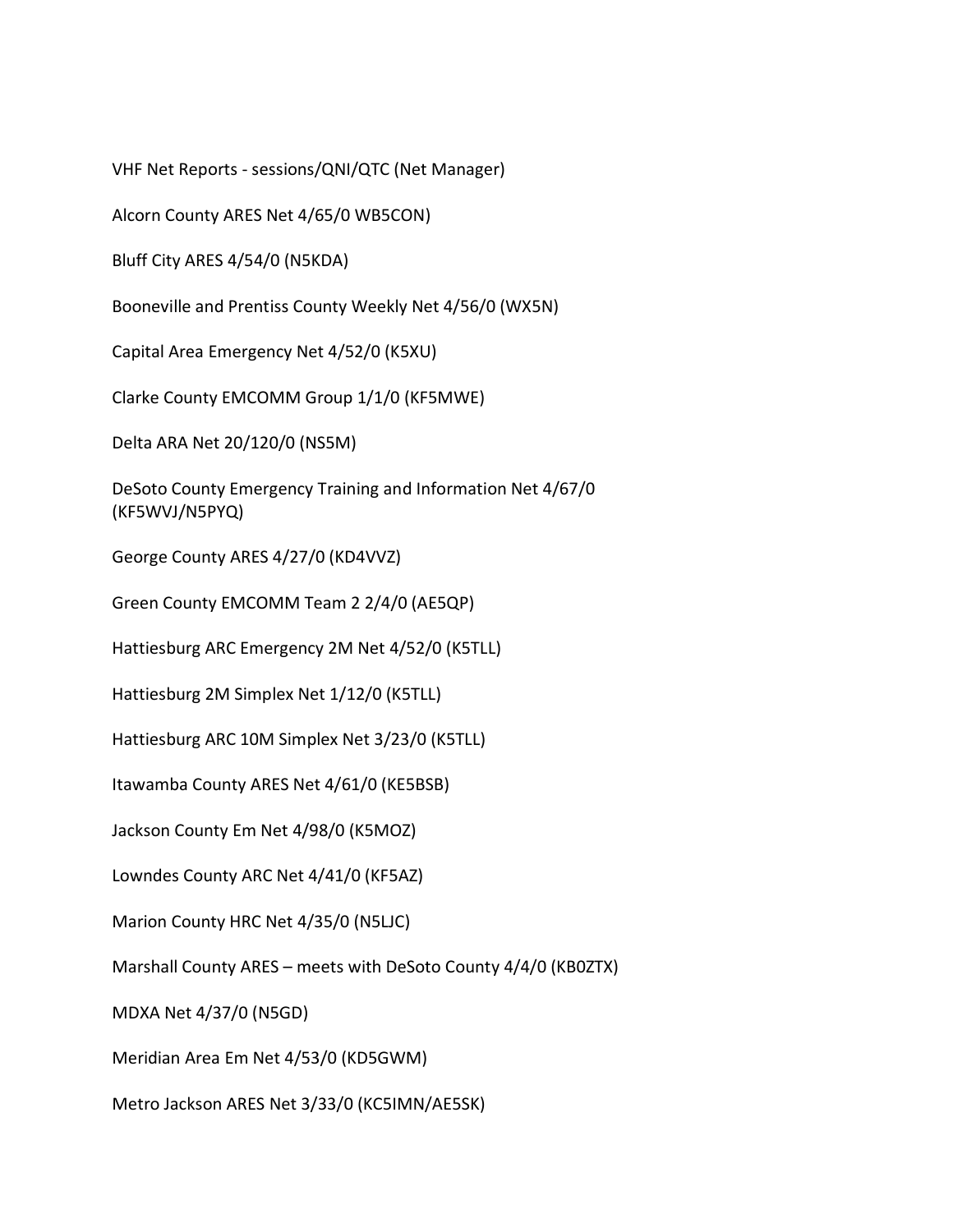VHF Net Reports - sessions/QNI/QTC (Net Manager)

Alcorn County ARES Net 4/65/0 WB5CON)

Bluff City ARES 4/54/0 (N5KDA)

Booneville and Prentiss County Weekly Net 4/56/0 (WX5N)

Capital Area Emergency Net 4/52/0 (K5XU)

Clarke County EMCOMM Group 1/1/0 (KF5MWE)

Delta ARA Net 20/120/0 (NS5M)

DeSoto County Emergency Training and Information Net 4/67/0 (KF5WVJ/N5PYQ)

George County ARES 4/27/0 (KD4VVZ)

Green County EMCOMM Team 2 2/4/0 (AE5QP)

Hattiesburg ARC Emergency 2M Net 4/52/0 (K5TLL)

Hattiesburg 2M Simplex Net 1/12/0 (K5TLL)

Hattiesburg ARC 10M Simplex Net 3/23/0 (K5TLL)

Itawamba County ARES Net 4/61/0 (KE5BSB)

Jackson County Em Net 4/98/0 (K5MOZ)

Lowndes County ARC Net 4/41/0 (KF5AZ)

Marion County HRC Net 4/35/0 (N5LJC)

Marshall County ARES – meets with DeSoto County 4/4/0 (KB0ZTX)

MDXA Net 4/37/0 (N5GD)

Meridian Area Em Net 4/53/0 (KD5GWM)

Metro Jackson ARES Net 3/33/0 (KC5IMN/AE5SK)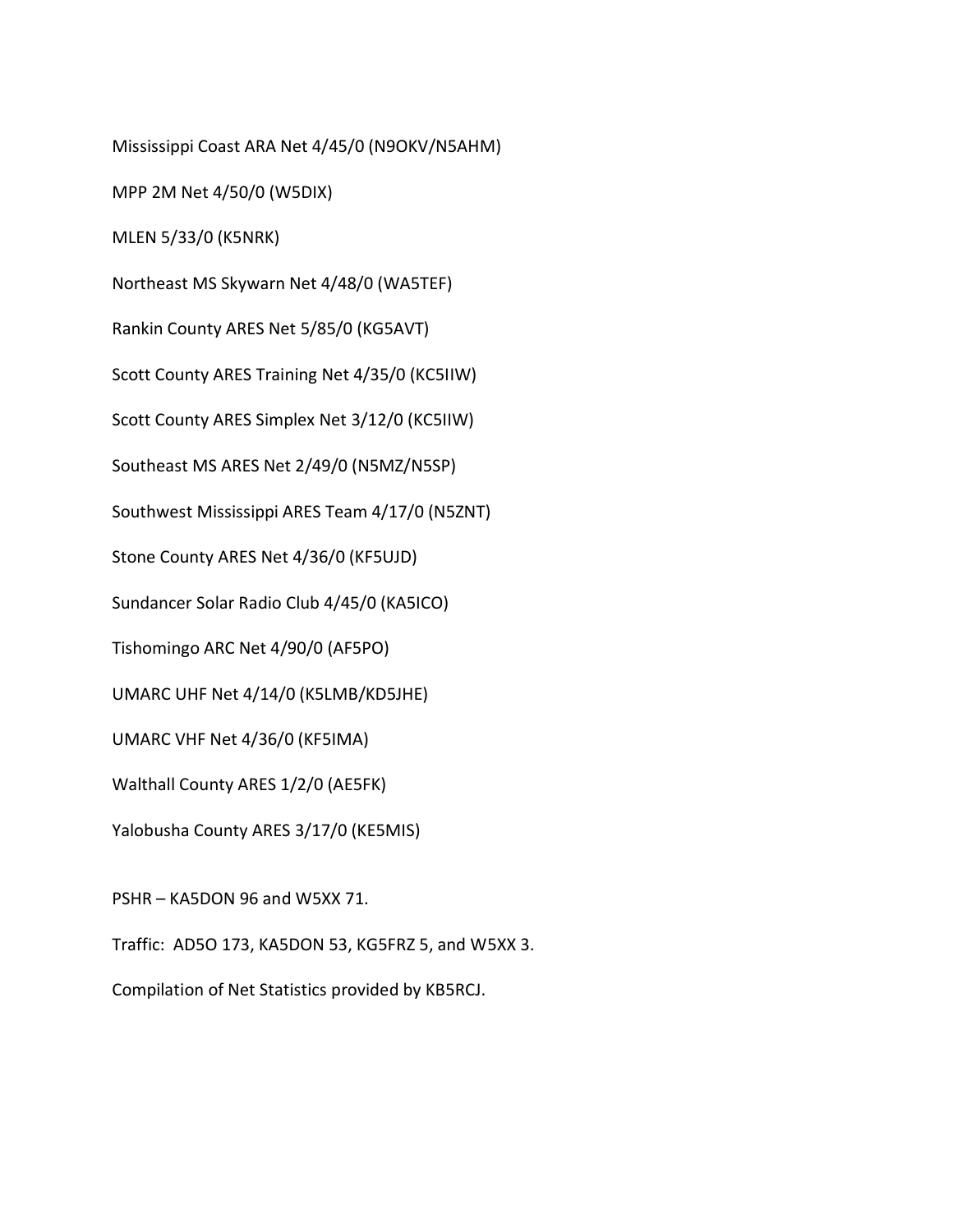Mississippi Coast ARA Net 4/45/0 (N9OKV/N5AHM)

MPP 2M Net 4/50/0 (W5DIX)

MLEN 5/33/0 (K5NRK)

Northeast MS Skywarn Net 4/48/0 (WA5TEF)

Rankin County ARES Net 5/85/0 (KG5AVT)

Scott County ARES Training Net 4/35/0 (KC5IIW)

Scott County ARES Simplex Net 3/12/0 (KC5IIW)

Southeast MS ARES Net 2/49/0 (N5MZ/N5SP)

Southwest Mississippi ARES Team 4/17/0 (N5ZNT)

Stone County ARES Net 4/36/0 (KF5UJD)

Sundancer Solar Radio Club 4/45/0 (KA5ICO)

Tishomingo ARC Net 4/90/0 (AF5PO)

UMARC UHF Net 4/14/0 (K5LMB/KD5JHE)

UMARC VHF Net 4/36/0 (KF5IMA)

Walthall County ARES 1/2/0 (AE5FK)

Yalobusha County ARES 3/17/0 (KE5MIS)

PSHR – KA5DON 96 and W5XX 71.

Traffic: AD5O 173, KA5DON 53, KG5FRZ 5, and W5XX 3.

Compilation of Net Statistics provided by KB5RCJ.